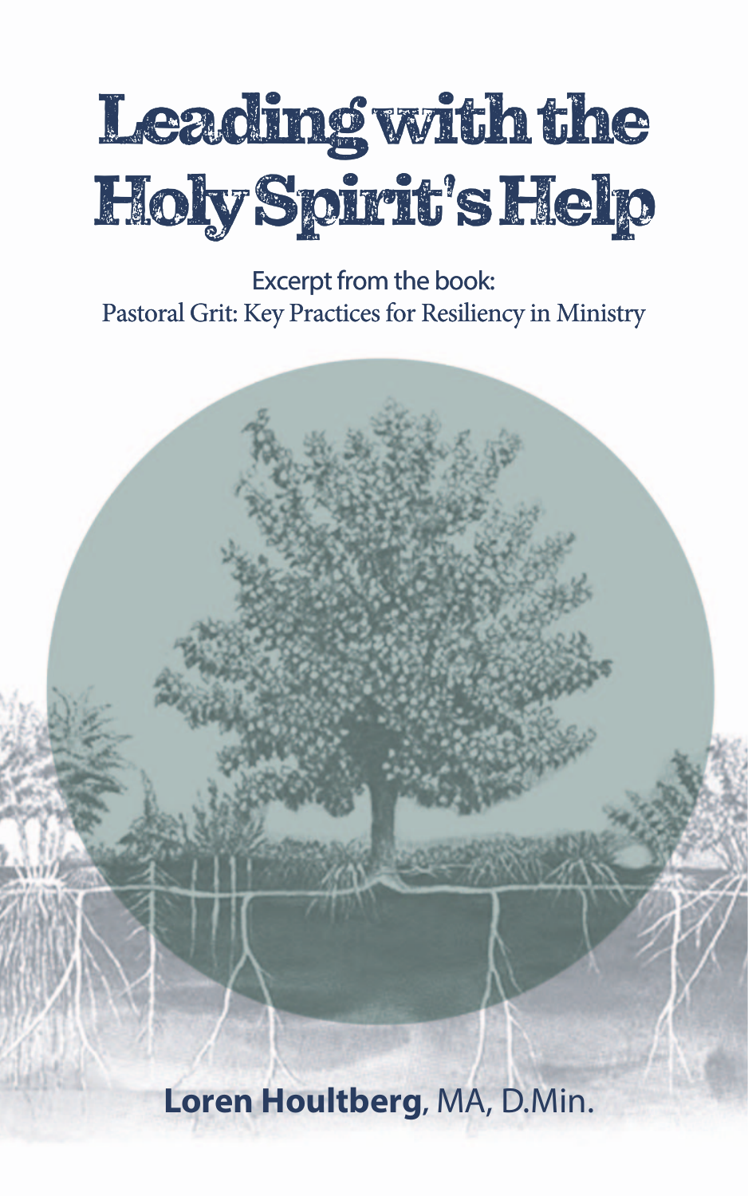# Leading with the Holy Spirit's Help

Excerpt from the book:
Pastoral Grit: Key Practices for Resiliency in Ministry

**Loren Houltberg**, MA, D.Min.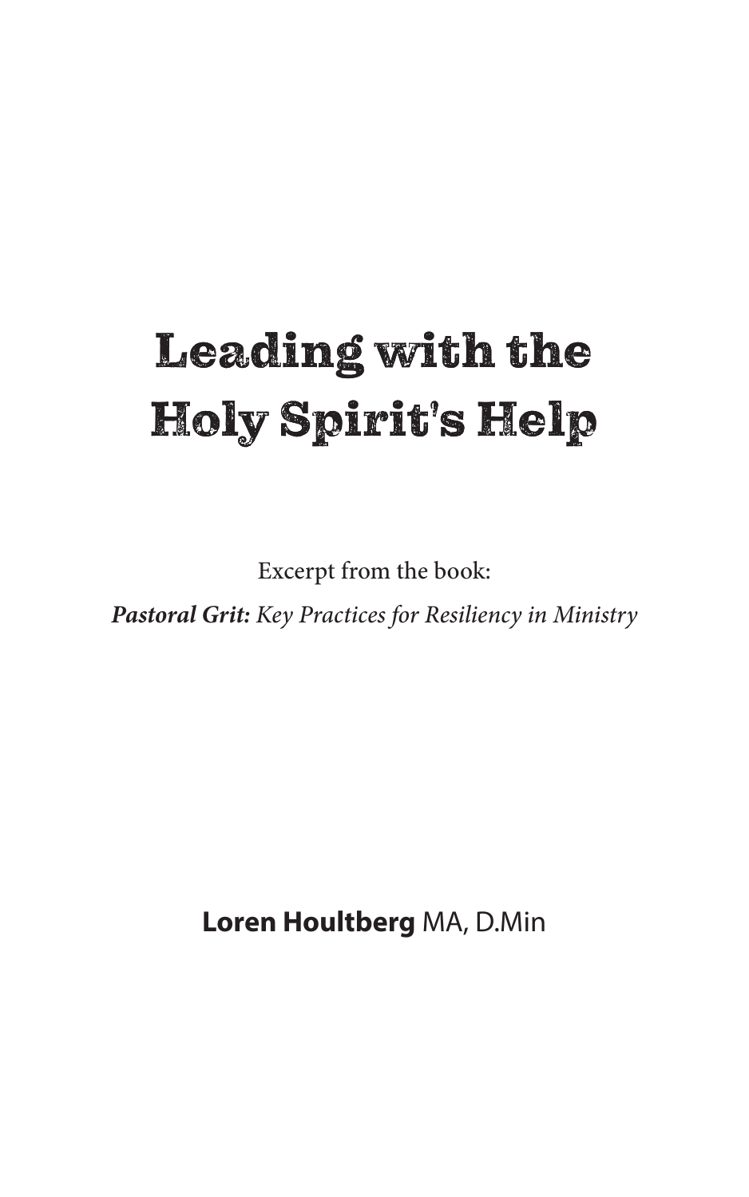# Leading with the Holy Spirit's Help

Excerpt from the book:

***Pastoral Grit:*** *Key Practices for Resiliency in Ministry*

**Loren Houltberg** MA, D.Min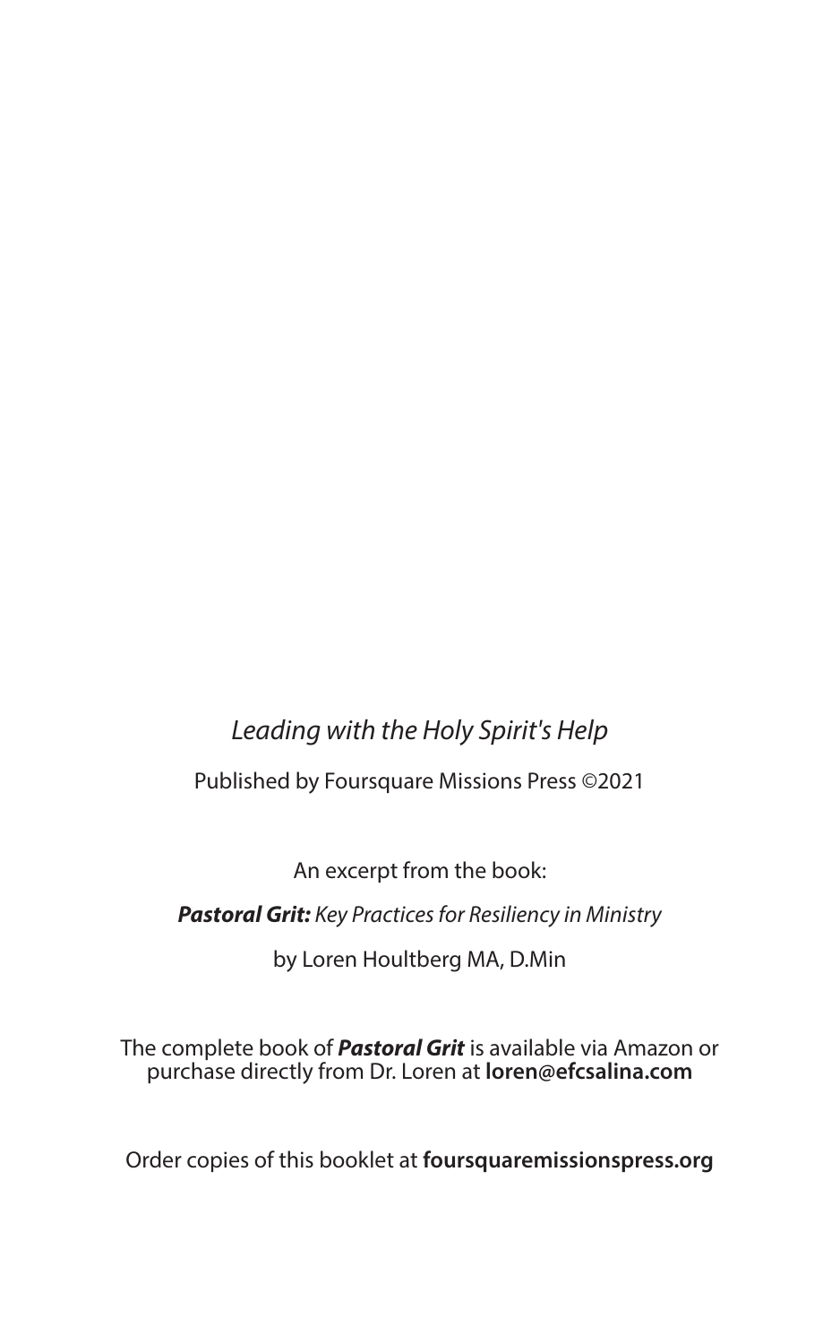*Leading with the Holy Spirit's Help*

Published by Foursquare Missions Press ©2021

An excerpt from the book:

***Pastoral Grit:*** *Key Practices for Resiliency in Ministry*

by Loren Houltberg MA, D.Min

The complete book of ***Pastoral Grit*** is available via Amazon or purchase directly from Dr. Loren at **loren@efcsalina.com**

Order copies of this booklet at **foursquaremissionspress.org**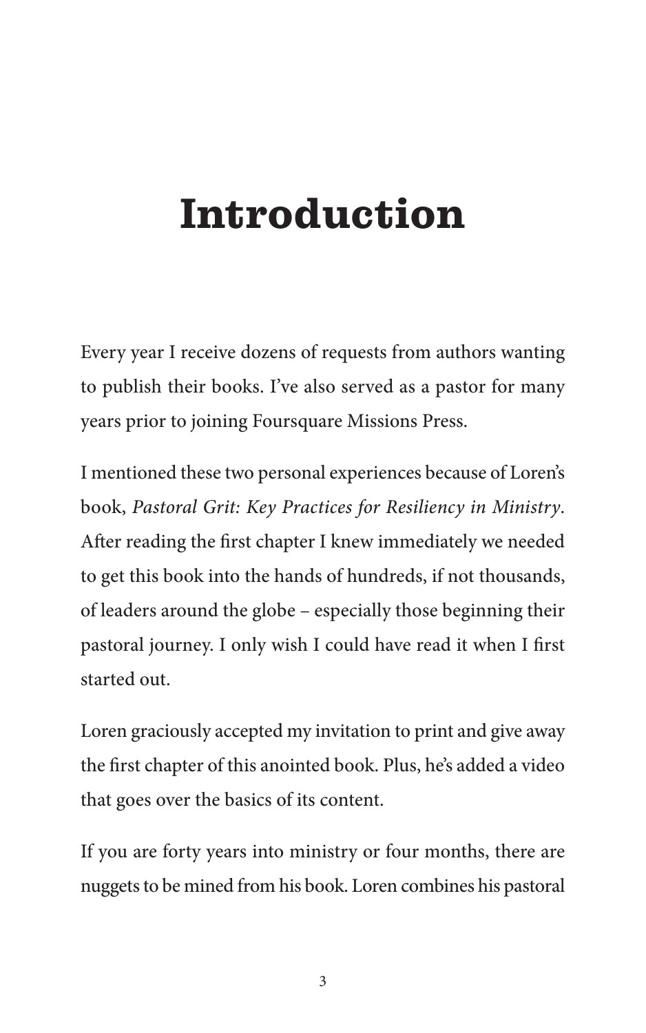# Introduction

Every year I receive dozens of requests from authors wanting to publish their books. I've also served as a pastor for many years prior to joining Foursquare Missions Press.

I mentioned these two personal experiences because of Loren's book, *Pastoral Grit: Key Practices for Resiliency in Ministry*. After reading the first chapter I knew immediately we needed to get this book into the hands of hundreds, if not thousands, of leaders around the globe – especially those beginning their pastoral journey. I only wish I could have read it when I first started out.

Loren graciously accepted my invitation to print and give away the first chapter of this anointed book. Plus, he's added a video that goes over the basics of its content.

If you are forty years into ministry or four months, there are nuggets to be mined from his book. Loren combines his pastoral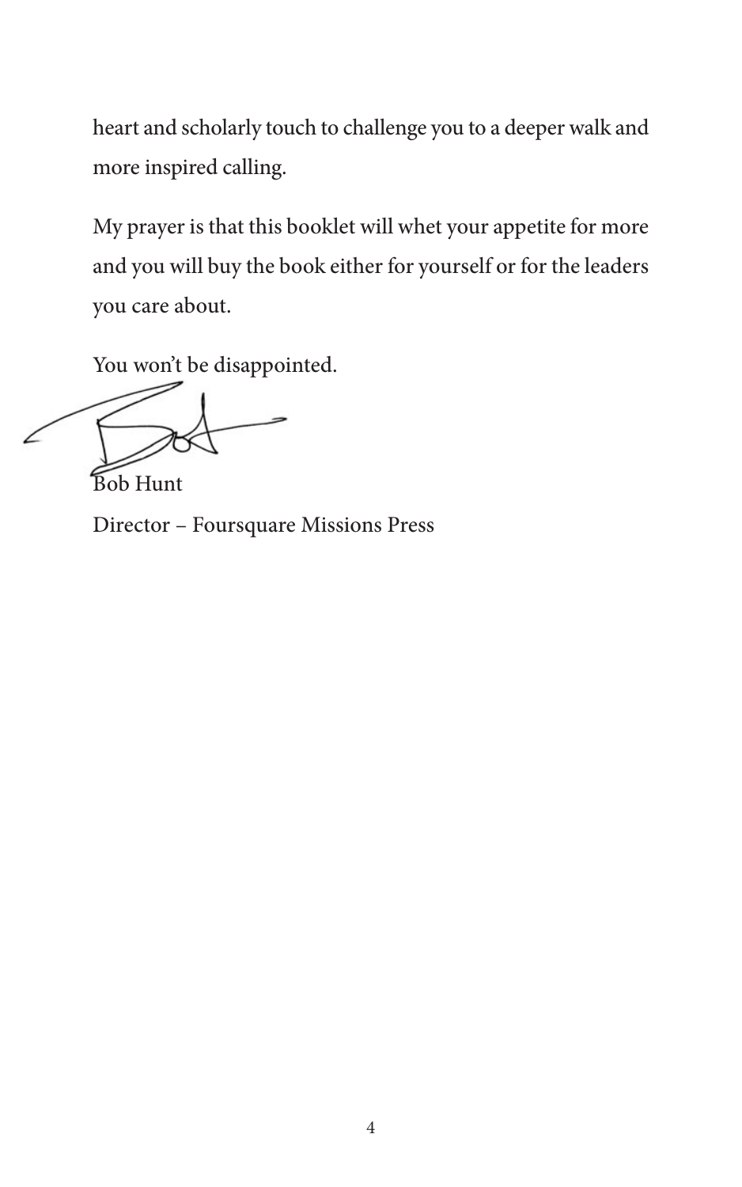heart and scholarly touch to challenge you to a deeper walk and more inspired calling.

My prayer is that this booklet will whet your appetite for more and you will buy the book either for yourself or for the leaders you care about.

You won't be disappointed.

Bob Hunt

Director – Foursquare Missions Press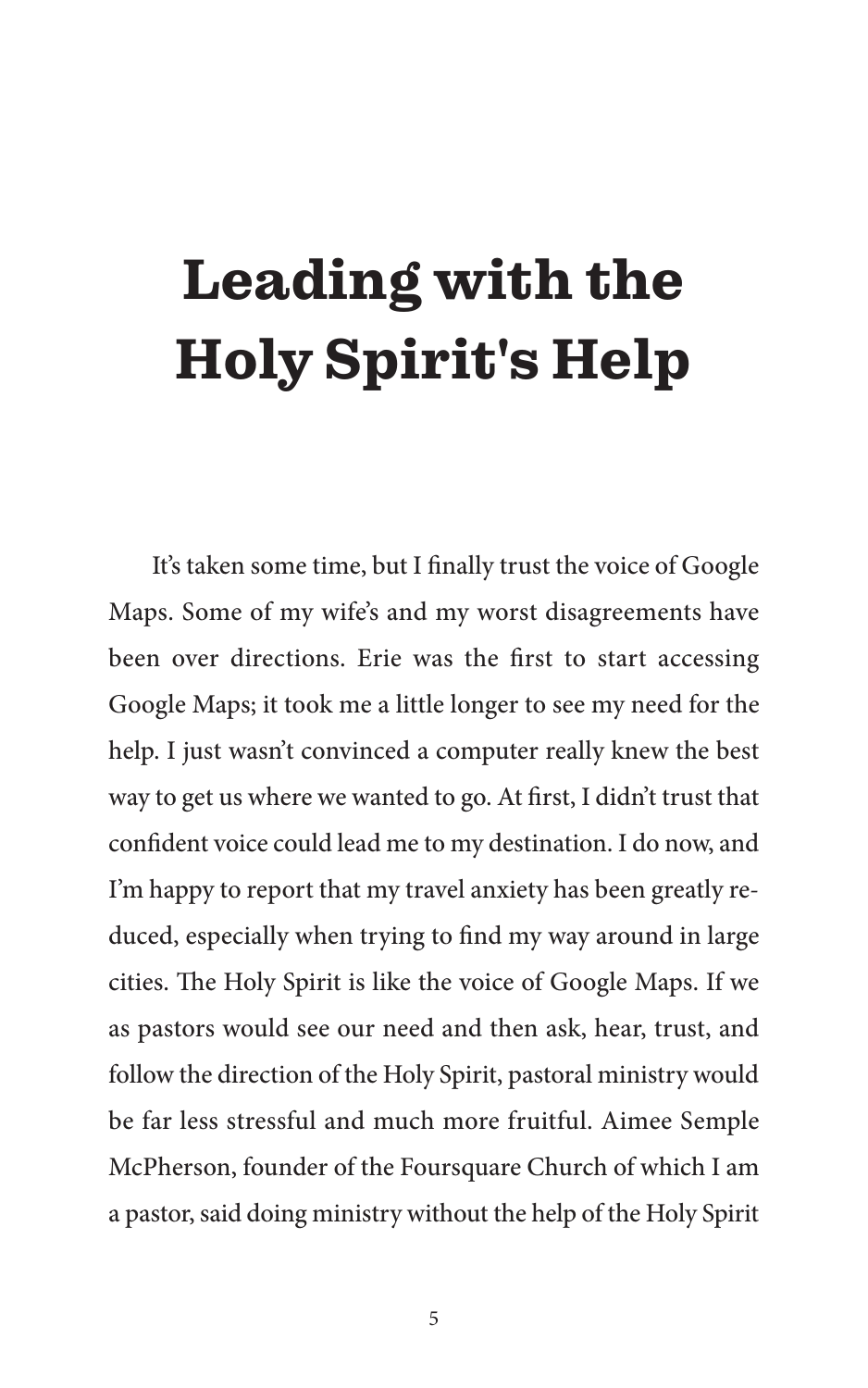# Leading with the Holy Spirit's Help

It's taken some time, but I finally trust the voice of Google Maps. Some of my wife's and my worst disagreements have been over directions. Erie was the first to start accessing Google Maps; it took me a little longer to see my need for the help. I just wasn't convinced a computer really knew the best way to get us where we wanted to go. At first, I didn't trust that confident voice could lead me to my destination. I do now, and I'm happy to report that my travel anxiety has been greatly reduced, especially when trying to find my way around in large cities. The Holy Spirit is like the voice of Google Maps. If we as pastors would see our need and then ask, hear, trust, and follow the direction of the Holy Spirit, pastoral ministry would be far less stressful and much more fruitful. Aimee Semple McPherson, founder of the Foursquare Church of which I am a pastor, said doing ministry without the help of the Holy Spirit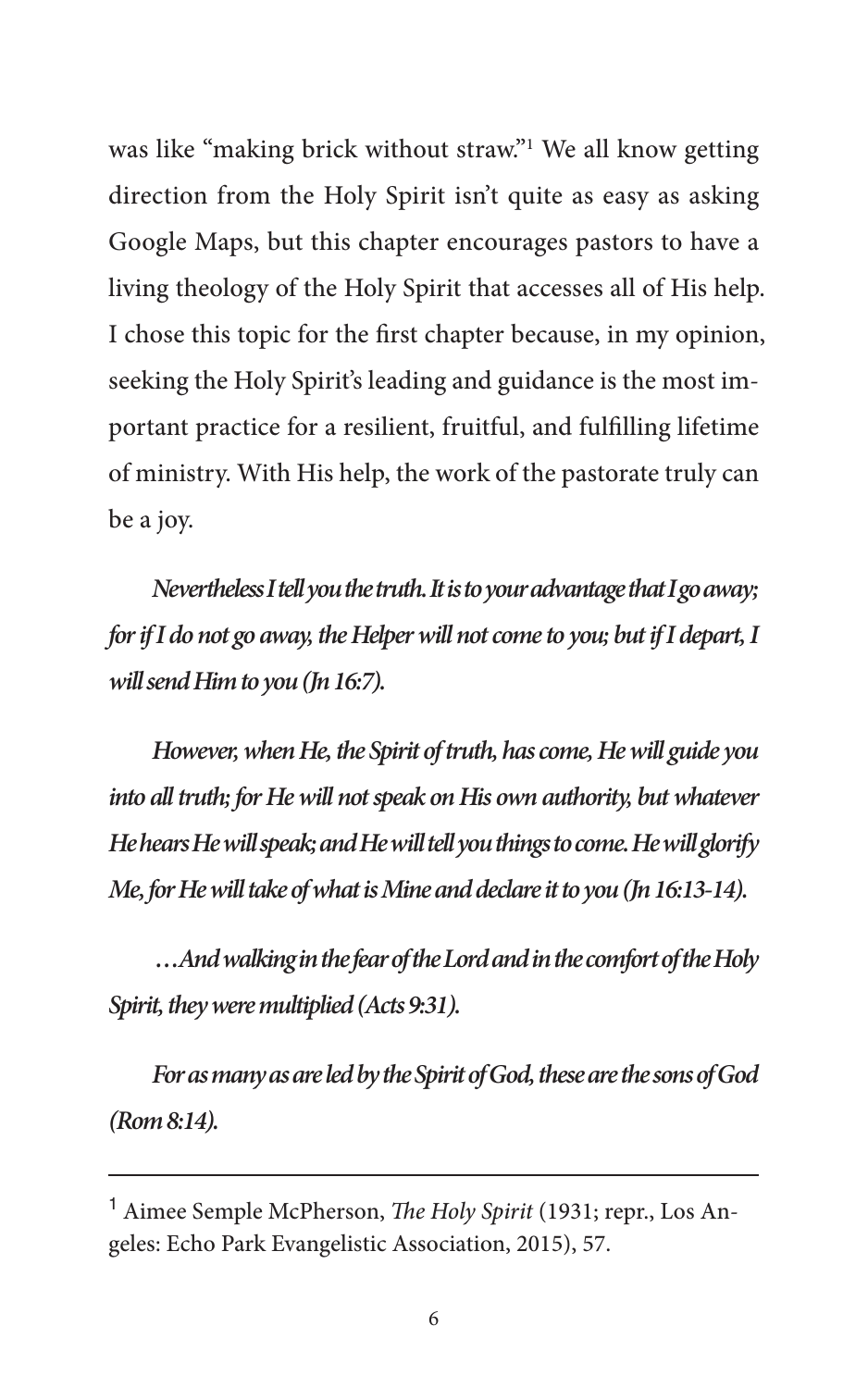was like "making brick without straw."[1] We all know getting direction from the Holy Spirit isn't quite as easy as asking Google Maps, but this chapter encourages pastors to have a living theology of the Holy Spirit that accesses all of His help. I chose this topic for the first chapter because, in my opinion, seeking the Holy Spirit's leading and guidance is the most important practice for a resilient, fruitful, and fulfilling lifetime of ministry. With His help, the work of the pastorate truly can be a joy.

***Nevertheless I tell you the truth. It is to your advantage that I go away; for if I do not go away, the Helper will not come to you; but if I depart, I will send Him to you (Jn 16:7).***

***However, when He, the Spirit of truth, has come, He will guide you into all truth; for He will not speak on His own authority, but whatever He hears He will speak; and He will tell you things to come. He will glorify Me, for He will take of what is Mine and declare it to you (Jn 16:13-14).***

***…And walking in the fear of the Lord and in the comfort of the Holy Spirit, they were multiplied (Acts 9:31).***

***For as many as are led by the Spirit of God, these are the sons of God (Rom 8:14).***

---

[1] Aimee Semple McPherson, *The Holy Spirit* (1931; repr., Los Angeles: Echo Park Evangelistic Association, 2015), 57.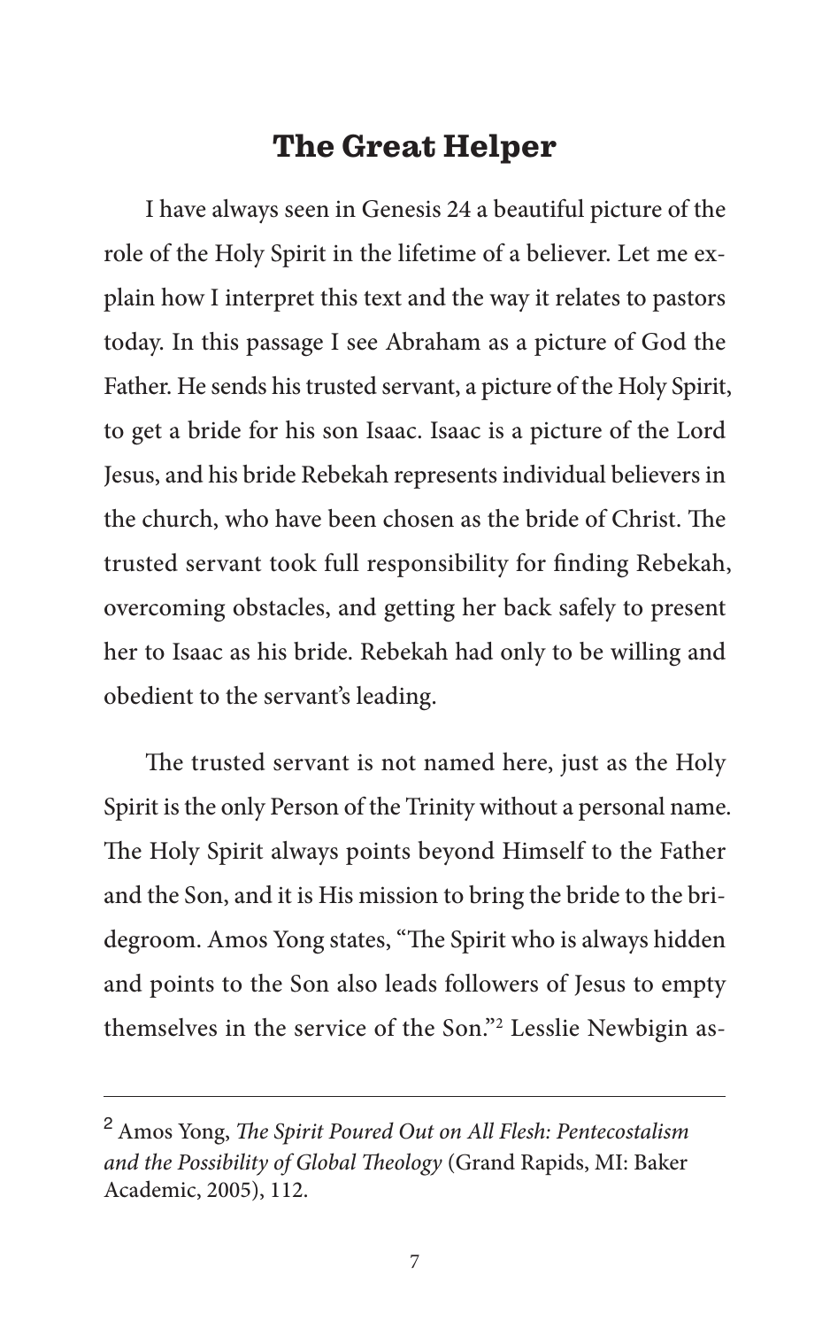## The Great Helper

I have always seen in Genesis 24 a beautiful picture of the role of the Holy Spirit in the lifetime of a believer. Let me explain how I interpret this text and the way it relates to pastors today. In this passage I see Abraham as a picture of God the Father. He sends his trusted servant, a picture of the Holy Spirit, to get a bride for his son Isaac. Isaac is a picture of the Lord Jesus, and his bride Rebekah represents individual believers in the church, who have been chosen as the bride of Christ. The trusted servant took full responsibility for finding Rebekah, overcoming obstacles, and getting her back safely to present her to Isaac as his bride. Rebekah had only to be willing and obedient to the servant's leading.

The trusted servant is not named here, just as the Holy Spirit is the only Person of the Trinity without a personal name. The Holy Spirit always points beyond Himself to the Father and the Son, and it is His mission to bring the bride to the bridegroom. Amos Yong states, "The Spirit who is always hidden and points to the Son also leads followers of Jesus to empty themselves in the service of the Son."[2] Lesslie Newbigin as-

---

[2] Amos Yong, *The Spirit Poured Out on All Flesh: Pentecostalism and the Possibility of Global Theology* (Grand Rapids, MI: Baker Academic, 2005), 112.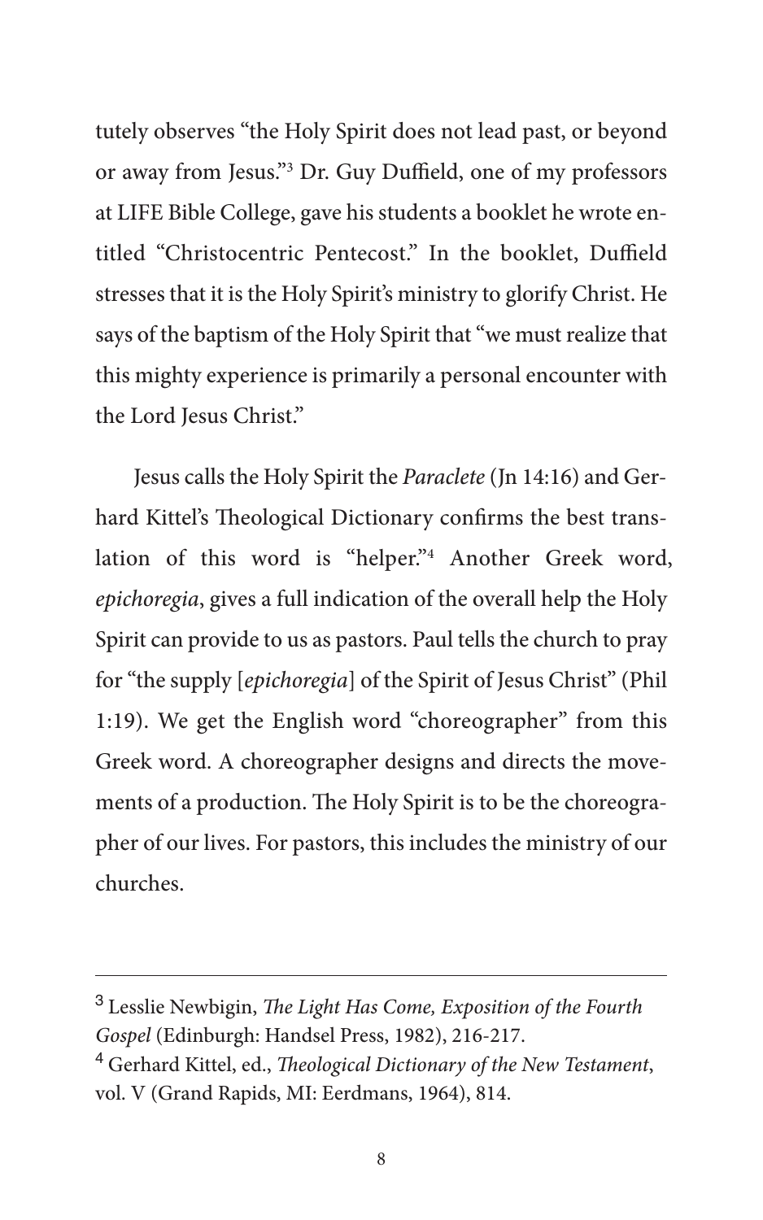tutely observes "the Holy Spirit does not lead past, or beyond or away from Jesus."[3] Dr. Guy Duffield, one of my professors at LIFE Bible College, gave his students a booklet he wrote entitled "Christocentric Pentecost." In the booklet, Duffield stresses that it is the Holy Spirit's ministry to glorify Christ. He says of the baptism of the Holy Spirit that "we must realize that this mighty experience is primarily a personal encounter with the Lord Jesus Christ."

Jesus calls the Holy Spirit the *Paraclete* (Jn 14:16) and Gerhard Kittel's Theological Dictionary confirms the best translation of this word is "helper."[4] Another Greek word, *epichoregia*, gives a full indication of the overall help the Holy Spirit can provide to us as pastors. Paul tells the church to pray for "the supply [*epichoregia*] of the Spirit of Jesus Christ" (Phil 1:19). We get the English word "choreographer" from this Greek word. A choreographer designs and directs the movements of a production. The Holy Spirit is to be the choreographer of our lives. For pastors, this includes the ministry of our churches.

---

[3] Lesslie Newbigin, *The Light Has Come, Exposition of the Fourth Gospel* (Edinburgh: Handsel Press, 1982), 216-217.

[4] Gerhard Kittel, ed., *Theological Dictionary of the New Testament*, vol. V (Grand Rapids, MI: Eerdmans, 1964), 814.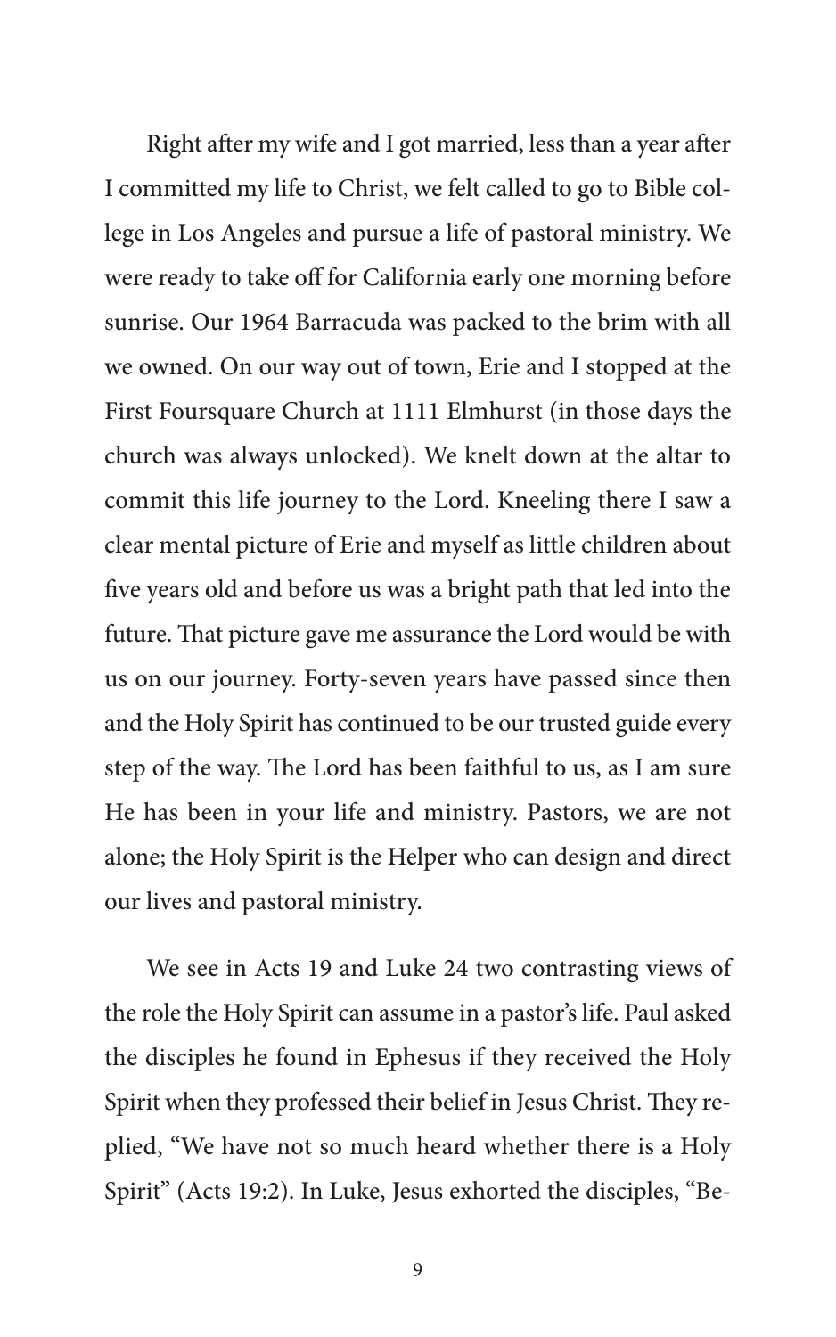Right after my wife and I got married, less than a year after I committed my life to Christ, we felt called to go to Bible college in Los Angeles and pursue a life of pastoral ministry. We were ready to take off for California early one morning before sunrise. Our 1964 Barracuda was packed to the brim with all we owned. On our way out of town, Erie and I stopped at the First Foursquare Church at 1111 Elmhurst (in those days the church was always unlocked). We knelt down at the altar to commit this life journey to the Lord. Kneeling there I saw a clear mental picture of Erie and myself as little children about five years old and before us was a bright path that led into the future. That picture gave me assurance the Lord would be with us on our journey. Forty-seven years have passed since then and the Holy Spirit has continued to be our trusted guide every step of the way. The Lord has been faithful to us, as I am sure He has been in your life and ministry. Pastors, we are not alone; the Holy Spirit is the Helper who can design and direct our lives and pastoral ministry.

We see in Acts 19 and Luke 24 two contrasting views of the role the Holy Spirit can assume in a pastor's life. Paul asked the disciples he found in Ephesus if they received the Holy Spirit when they professed their belief in Jesus Christ. They replied, "We have not so much heard whether there is a Holy Spirit" (Acts 19:2). In Luke, Jesus exhorted the disciples, "Be-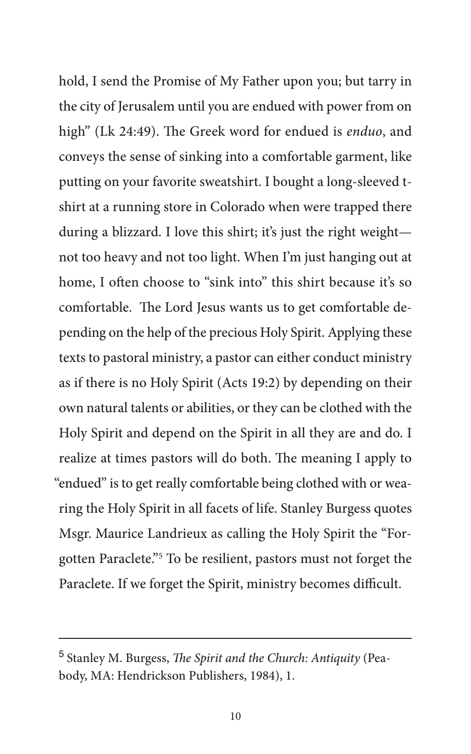hold, I send the Promise of My Father upon you; but tarry in the city of Jerusalem until you are endued with power from on high" (Lk 24:49). The Greek word for endued is *enduo*, and conveys the sense of sinking into a comfortable garment, like putting on your favorite sweatshirt. I bought a long-sleeved t-shirt at a running store in Colorado when were trapped there during a blizzard. I love this shirt; it's just the right weight—not too heavy and not too light. When I'm just hanging out at home, I often choose to "sink into" this shirt because it's so comfortable. The Lord Jesus wants us to get comfortable depending on the help of the precious Holy Spirit. Applying these texts to pastoral ministry, a pastor can either conduct ministry as if there is no Holy Spirit (Acts 19:2) by depending on their own natural talents or abilities, or they can be clothed with the Holy Spirit and depend on the Spirit in all they are and do. I realize at times pastors will do both. The meaning I apply to "endued" is to get really comfortable being clothed with or wearing the Holy Spirit in all facets of life. Stanley Burgess quotes Msgr. Maurice Landrieux as calling the Holy Spirit the "Forgotten Paraclete."[5] To be resilient, pastors must not forget the Paraclete. If we forget the Spirit, ministry becomes difficult.

---

[5] Stanley M. Burgess, *The Spirit and the Church: Antiquity* (Peabody, MA: Hendrickson Publishers, 1984), 1.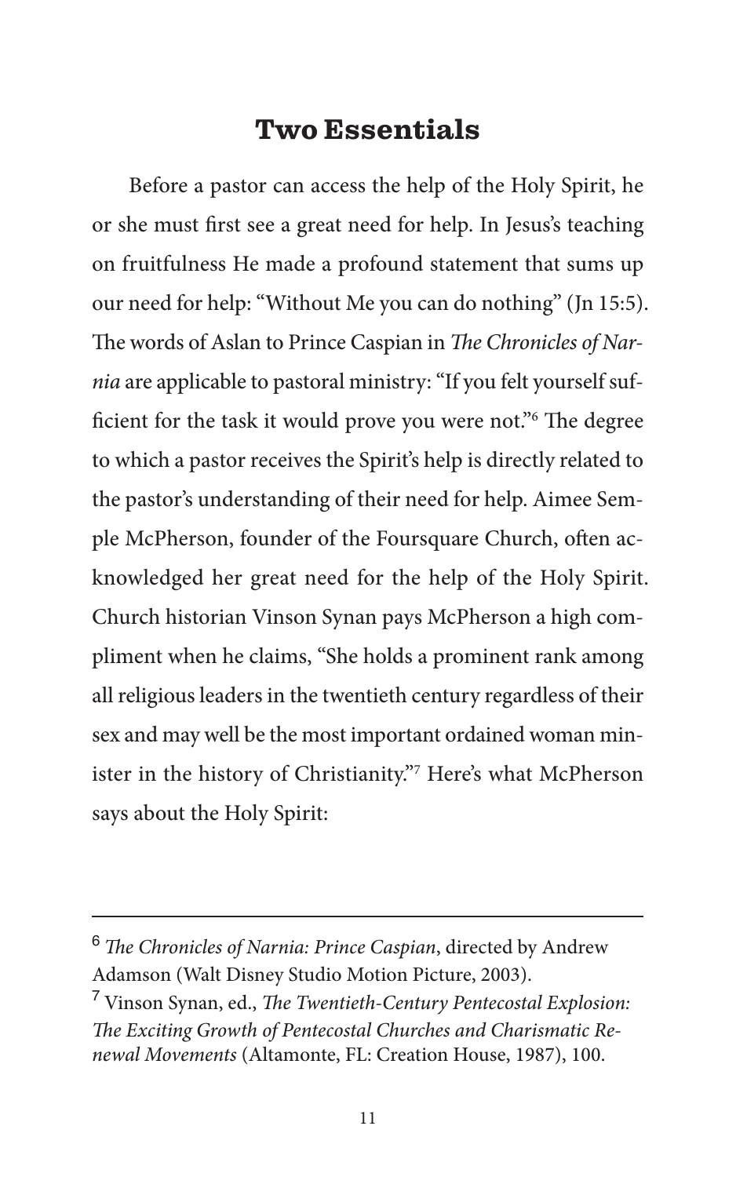## Two Essentials

Before a pastor can access the help of the Holy Spirit, he or she must first see a great need for help. In Jesus's teaching on fruitfulness He made a profound statement that sums up our need for help: "Without Me you can do nothing" (Jn 15:5). The words of Aslan to Prince Caspian in *The Chronicles of Narnia* are applicable to pastoral ministry: "If you felt yourself sufficient for the task it would prove you were not."[6] The degree to which a pastor receives the Spirit's help is directly related to the pastor's understanding of their need for help. Aimee Semple McPherson, founder of the Foursquare Church, often acknowledged her great need for the help of the Holy Spirit. Church historian Vinson Synan pays McPherson a high compliment when he claims, "She holds a prominent rank among all religious leaders in the twentieth century regardless of their sex and may well be the most important ordained woman minister in the history of Christianity."[7] Here's what McPherson says about the Holy Spirit:

---

[6] *The Chronicles of Narnia: Prince Caspian*, directed by Andrew Adamson (Walt Disney Studio Motion Picture, 2003).

[7] Vinson Synan, ed., *The Twentieth-Century Pentecostal Explosion: The Exciting Growth of Pentecostal Churches and Charismatic Renewal Movements* (Altamonte, FL: Creation House, 1987), 100.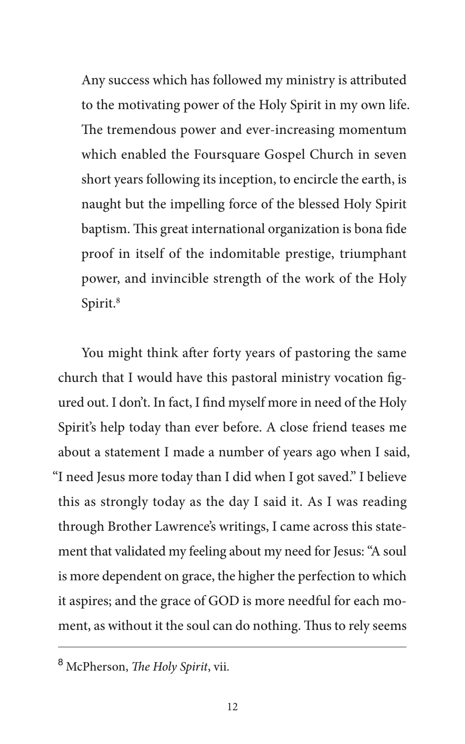> Any success which has followed my ministry is attributed to the motivating power of the Holy Spirit in my own life. The tremendous power and ever-increasing momentum which enabled the Foursquare Gospel Church in seven short years following its inception, to encircle the earth, is naught but the impelling force of the blessed Holy Spirit baptism. This great international organization is bona fide proof in itself of the indomitable prestige, triumphant power, and invincible strength of the work of the Holy Spirit.[8]

You might think after forty years of pastoring the same church that I would have this pastoral ministry vocation figured out. I don't. In fact, I find myself more in need of the Holy Spirit's help today than ever before. A close friend teases me about a statement I made a number of years ago when I said, "I need Jesus more today than I did when I got saved." I believe this as strongly today as the day I said it. As I was reading through Brother Lawrence's writings, I came across this statement that validated my feeling about my need for Jesus: "A soul is more dependent on grace, the higher the perfection to which it aspires; and the grace of GOD is more needful for each moment, as without it the soul can do nothing. Thus to rely seems

---

[8] McPherson, *The Holy Spirit*, vii.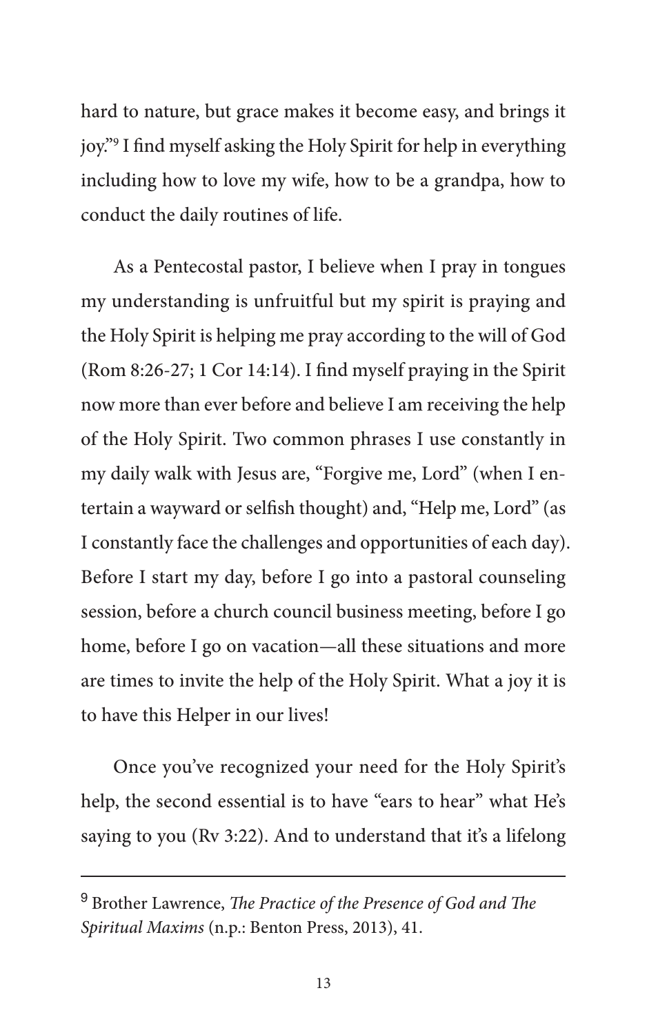hard to nature, but grace makes it become easy, and brings it joy."[9] I find myself asking the Holy Spirit for help in everything including how to love my wife, how to be a grandpa, how to conduct the daily routines of life.

As a Pentecostal pastor, I believe when I pray in tongues my understanding is unfruitful but my spirit is praying and the Holy Spirit is helping me pray according to the will of God (Rom 8:26-27; 1 Cor 14:14). I find myself praying in the Spirit now more than ever before and believe I am receiving the help of the Holy Spirit. Two common phrases I use constantly in my daily walk with Jesus are, "Forgive me, Lord" (when I entertain a wayward or selfish thought) and, "Help me, Lord" (as I constantly face the challenges and opportunities of each day). Before I start my day, before I go into a pastoral counseling session, before a church council business meeting, before I go home, before I go on vacation—all these situations and more are times to invite the help of the Holy Spirit. What a joy it is to have this Helper in our lives!

Once you've recognized your need for the Holy Spirit's help, the second essential is to have "ears to hear" what He's saying to you (Rv 3:22). And to understand that it's a lifelong

---

[9] Brother Lawrence, *The Practice of the Presence of God and The Spiritual Maxims* (n.p.: Benton Press, 2013), 41.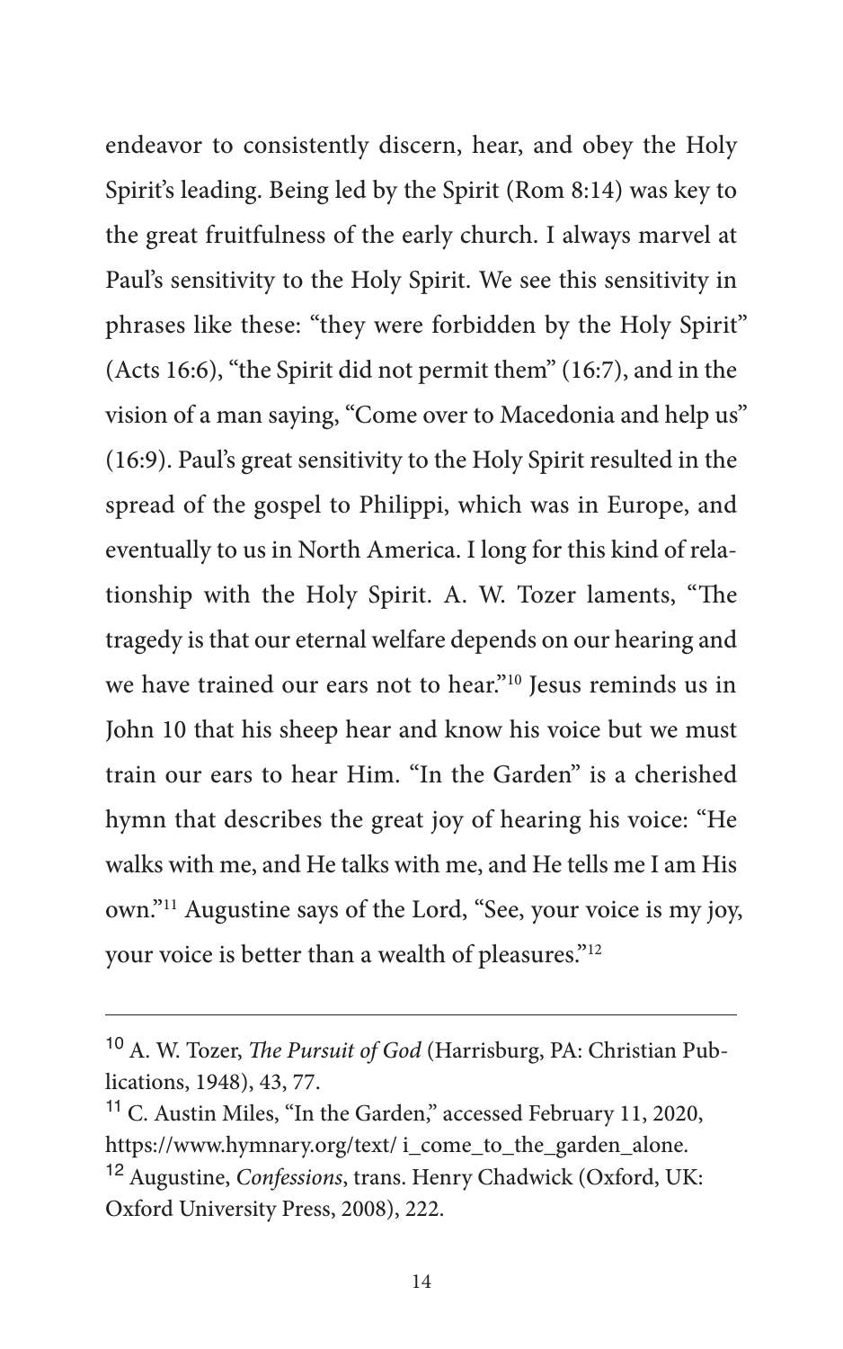endeavor to consistently discern, hear, and obey the Holy Spirit's leading. Being led by the Spirit (Rom 8:14) was key to the great fruitfulness of the early church. I always marvel at Paul's sensitivity to the Holy Spirit. We see this sensitivity in phrases like these: "they were forbidden by the Holy Spirit" (Acts 16:6), "the Spirit did not permit them" (16:7), and in the vision of a man saying, "Come over to Macedonia and help us" (16:9). Paul's great sensitivity to the Holy Spirit resulted in the spread of the gospel to Philippi, which was in Europe, and eventually to us in North America. I long for this kind of relationship with the Holy Spirit. A. W. Tozer laments, "The tragedy is that our eternal welfare depends on our hearing and we have trained our ears not to hear."[10] Jesus reminds us in John 10 that his sheep hear and know his voice but we must train our ears to hear Him. "In the Garden" is a cherished hymn that describes the great joy of hearing his voice: "He walks with me, and He talks with me, and He tells me I am His own."[11] Augustine says of the Lord, "See, your voice is my joy, your voice is better than a wealth of pleasures."[12]

---

[10] A. W. Tozer, *The Pursuit of God* (Harrisburg, PA: Christian Publications, 1948), 43, 77.

[11] C. Austin Miles, "In the Garden," accessed February 11, 2020, https://www.hymnary.org/text/ i_come_to_the_garden_alone.

[12] Augustine, *Confessions*, trans. Henry Chadwick (Oxford, UK: Oxford University Press, 2008), 222.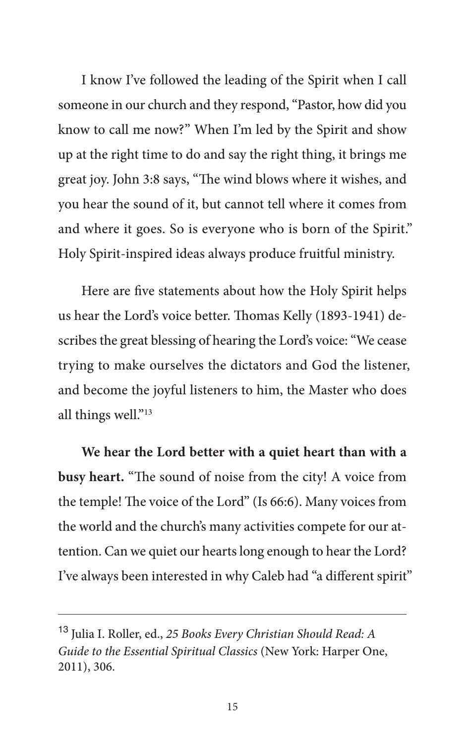I know I've followed the leading of the Spirit when I call someone in our church and they respond, "Pastor, how did you know to call me now?" When I'm led by the Spirit and show up at the right time to do and say the right thing, it brings me great joy. John 3:8 says, "The wind blows where it wishes, and you hear the sound of it, but cannot tell where it comes from and where it goes. So is everyone who is born of the Spirit." Holy Spirit-inspired ideas always produce fruitful ministry.

Here are five statements about how the Holy Spirit helps us hear the Lord's voice better. Thomas Kelly (1893-1941) describes the great blessing of hearing the Lord's voice: "We cease trying to make ourselves the dictators and God the listener, and become the joyful listeners to him, the Master who does all things well."[13]

**We hear the Lord better with a quiet heart than with a busy heart.** "The sound of noise from the city! A voice from the temple! The voice of the Lord" (Is 66:6). Many voices from the world and the church's many activities compete for our attention. Can we quiet our hearts long enough to hear the Lord? I've always been interested in why Caleb had "a different spirit"

---

[13] Julia I. Roller, ed., *25 Books Every Christian Should Read: A Guide to the Essential Spiritual Classics* (New York: Harper One, 2011), 306.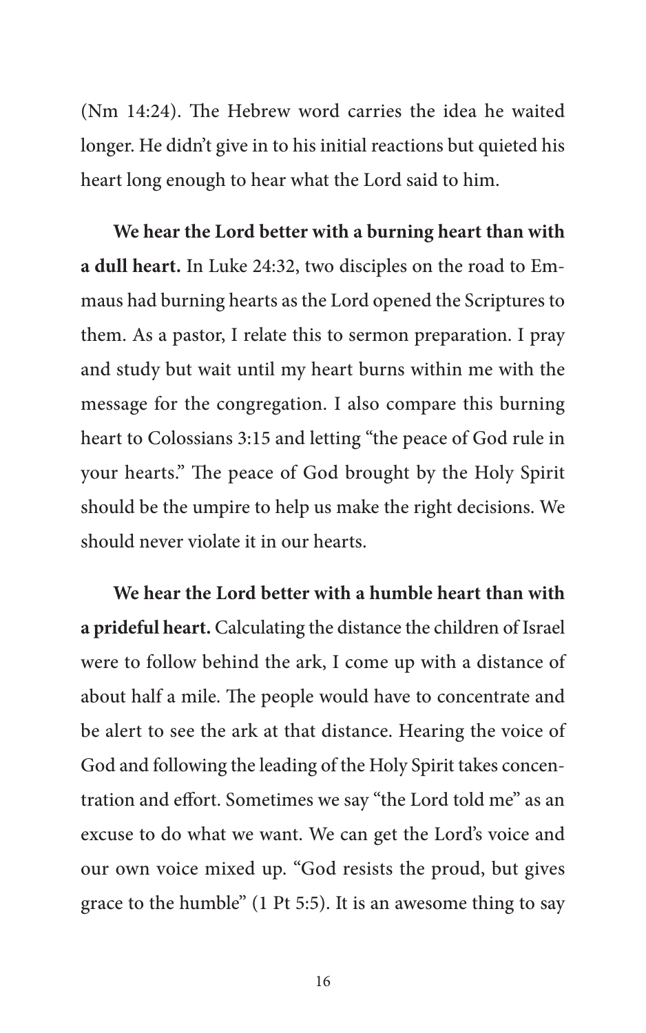(Nm 14:24). The Hebrew word carries the idea he waited longer. He didn't give in to his initial reactions but quieted his heart long enough to hear what the Lord said to him.

**We hear the Lord better with a burning heart than with a dull heart.** In Luke 24:32, two disciples on the road to Emmaus had burning hearts as the Lord opened the Scriptures to them. As a pastor, I relate this to sermon preparation. I pray and study but wait until my heart burns within me with the message for the congregation. I also compare this burning heart to Colossians 3:15 and letting "the peace of God rule in your hearts." The peace of God brought by the Holy Spirit should be the umpire to help us make the right decisions. We should never violate it in our hearts.

**We hear the Lord better with a humble heart than with a prideful heart.** Calculating the distance the children of Israel were to follow behind the ark, I come up with a distance of about half a mile. The people would have to concentrate and be alert to see the ark at that distance. Hearing the voice of God and following the leading of the Holy Spirit takes concentration and effort. Sometimes we say "the Lord told me" as an excuse to do what we want. We can get the Lord's voice and our own voice mixed up. "God resists the proud, but gives grace to the humble" (1 Pt 5:5). It is an awesome thing to say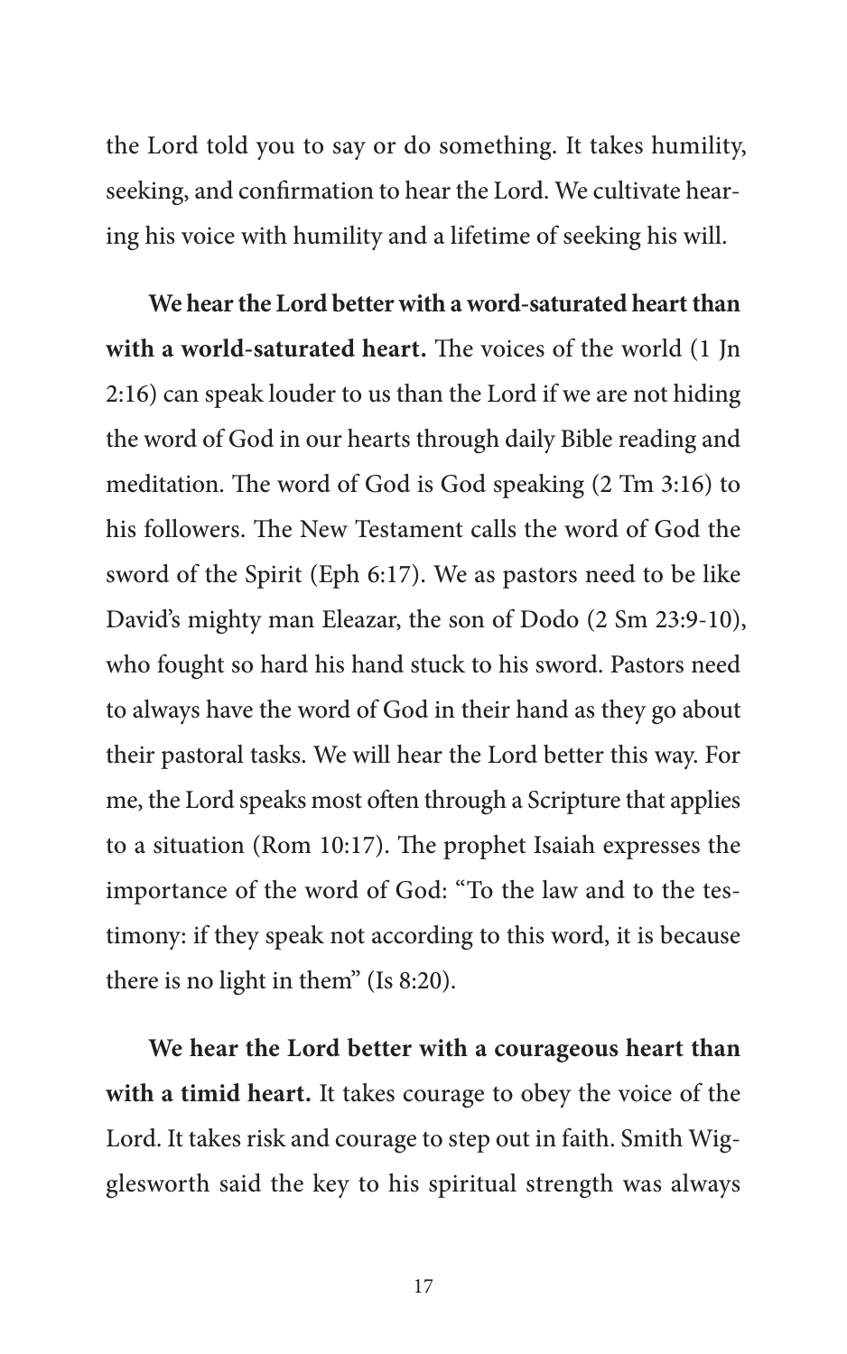the Lord told you to say or do something. It takes humility, seeking, and confirmation to hear the Lord. We cultivate hearing his voice with humility and a lifetime of seeking his will.

**We hear the Lord better with a word-saturated heart than with a world-saturated heart.** The voices of the world (1 Jn 2:16) can speak louder to us than the Lord if we are not hiding the word of God in our hearts through daily Bible reading and meditation. The word of God is God speaking (2 Tm 3:16) to his followers. The New Testament calls the word of God the sword of the Spirit (Eph 6:17). We as pastors need to be like David's mighty man Eleazar, the son of Dodo (2 Sm 23:9-10), who fought so hard his hand stuck to his sword. Pastors need to always have the word of God in their hand as they go about their pastoral tasks. We will hear the Lord better this way. For me, the Lord speaks most often through a Scripture that applies to a situation (Rom 10:17). The prophet Isaiah expresses the importance of the word of God: "To the law and to the testimony: if they speak not according to this word, it is because there is no light in them" (Is 8:20).

**We hear the Lord better with a courageous heart than with a timid heart.** It takes courage to obey the voice of the Lord. It takes risk and courage to step out in faith. Smith Wigglesworth said the key to his spiritual strength was always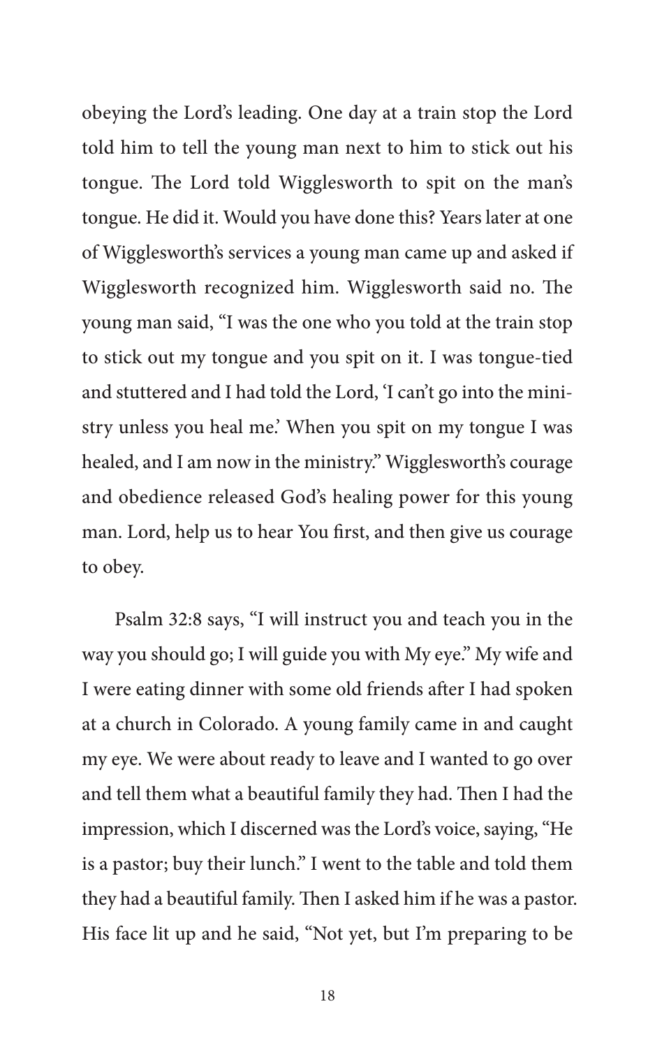obeying the Lord's leading. One day at a train stop the Lord told him to tell the young man next to him to stick out his tongue. The Lord told Wigglesworth to spit on the man's tongue. He did it. Would you have done this? Years later at one of Wigglesworth's services a young man came up and asked if Wigglesworth recognized him. Wigglesworth said no. The young man said, "I was the one who you told at the train stop to stick out my tongue and you spit on it. I was tongue-tied and stuttered and I had told the Lord, 'I can't go into the ministry unless you heal me.' When you spit on my tongue I was healed, and I am now in the ministry." Wigglesworth's courage and obedience released God's healing power for this young man. Lord, help us to hear You first, and then give us courage to obey.

Psalm 32:8 says, "I will instruct you and teach you in the way you should go; I will guide you with My eye." My wife and I were eating dinner with some old friends after I had spoken at a church in Colorado. A young family came in and caught my eye. We were about ready to leave and I wanted to go over and tell them what a beautiful family they had. Then I had the impression, which I discerned was the Lord's voice, saying, "He is a pastor; buy their lunch." I went to the table and told them they had a beautiful family. Then I asked him if he was a pastor. His face lit up and he said, "Not yet, but I'm preparing to be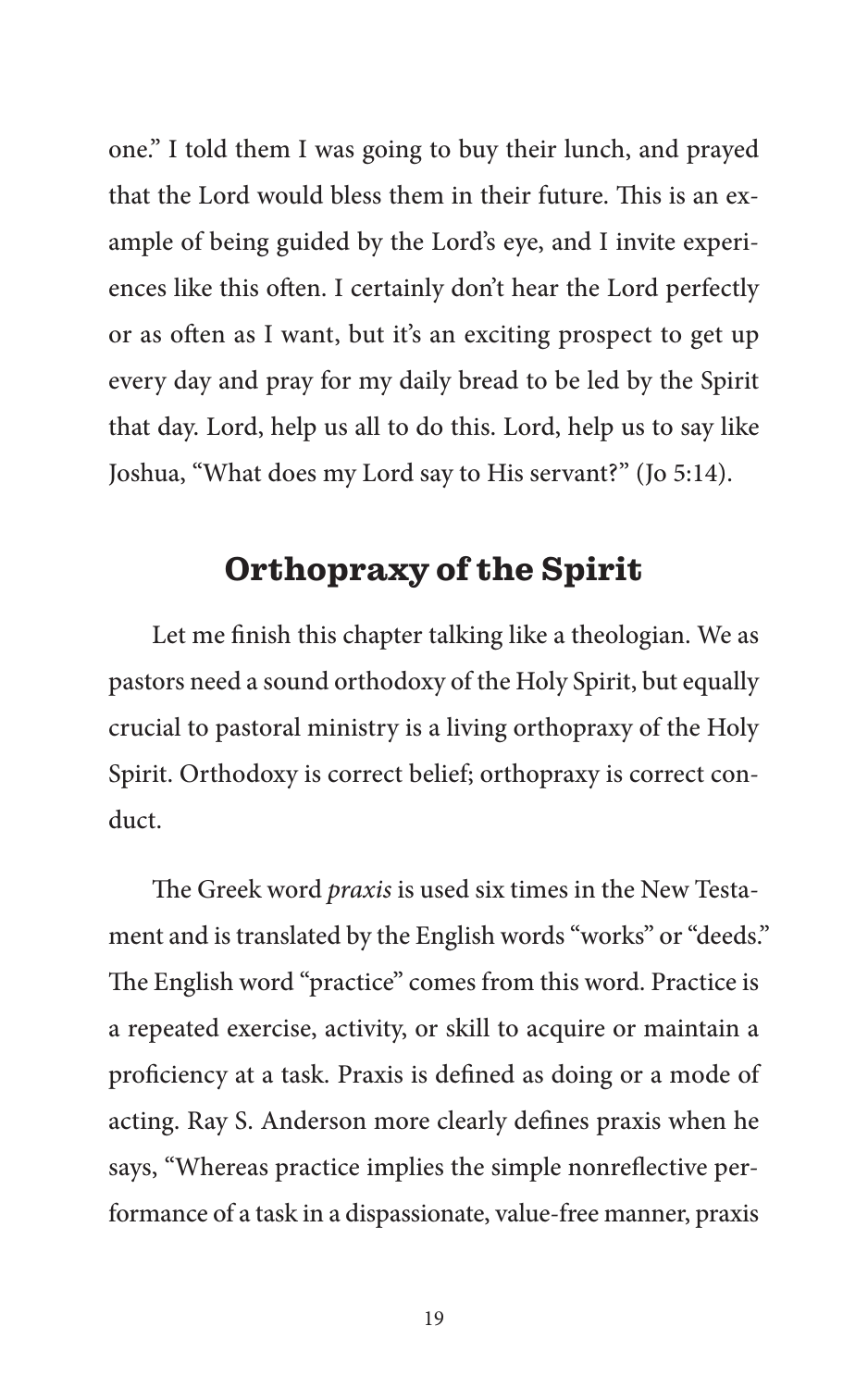one." I told them I was going to buy their lunch, and prayed that the Lord would bless them in their future. This is an example of being guided by the Lord's eye, and I invite experiences like this often. I certainly don't hear the Lord perfectly or as often as I want, but it's an exciting prospect to get up every day and pray for my daily bread to be led by the Spirit that day. Lord, help us all to do this. Lord, help us to say like Joshua, "What does my Lord say to His servant?" (Jo 5:14).

## Orthopraxy of the Spirit

Let me finish this chapter talking like a theologian. We as pastors need a sound orthodoxy of the Holy Spirit, but equally crucial to pastoral ministry is a living orthopraxy of the Holy Spirit. Orthodoxy is correct belief; orthopraxy is correct conduct.

The Greek word *praxis* is used six times in the New Testament and is translated by the English words "works" or "deeds." The English word "practice" comes from this word. Practice is a repeated exercise, activity, or skill to acquire or maintain a proficiency at a task. Praxis is defined as doing or a mode of acting. Ray S. Anderson more clearly defines praxis when he says, "Whereas practice implies the simple nonreflective performance of a task in a dispassionate, value-free manner, praxis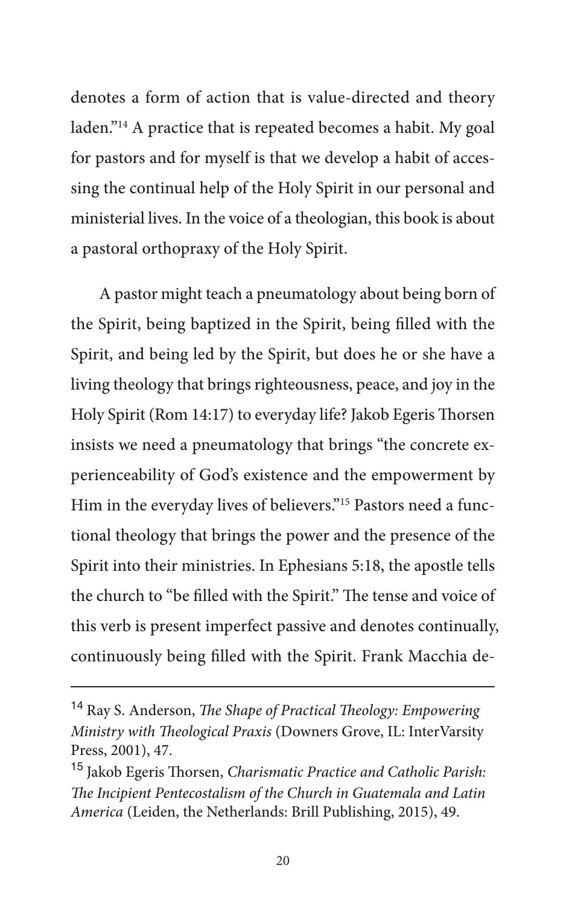denotes a form of action that is value-directed and theory laden."[14] A practice that is repeated becomes a habit. My goal for pastors and for myself is that we develop a habit of accessing the continual help of the Holy Spirit in our personal and ministerial lives. In the voice of a theologian, this book is about a pastoral orthopraxy of the Holy Spirit.

A pastor might teach a pneumatology about being born of the Spirit, being baptized in the Spirit, being filled with the Spirit, and being led by the Spirit, but does he or she have a living theology that brings righteousness, peace, and joy in the Holy Spirit (Rom 14:17) to everyday life? Jakob Egeris Thorsen insists we need a pneumatology that brings "the concrete experienceability of God's existence and the empowerment by Him in the everyday lives of believers."[15] Pastors need a functional theology that brings the power and the presence of the Spirit into their ministries. In Ephesians 5:18, the apostle tells the church to "be filled with the Spirit." The tense and voice of this verb is present imperfect passive and denotes continually, continuously being filled with the Spirit. Frank Macchia de-

---

[14] Ray S. Anderson, *The Shape of Practical Theology: Empowering Ministry with Theological Praxis* (Downers Grove, IL: InterVarsity Press, 2001), 47.

[15] Jakob Egeris Thorsen, *Charismatic Practice and Catholic Parish: The Incipient Pentecostalism of the Church in Guatemala and Latin America* (Leiden, the Netherlands: Brill Publishing, 2015), 49.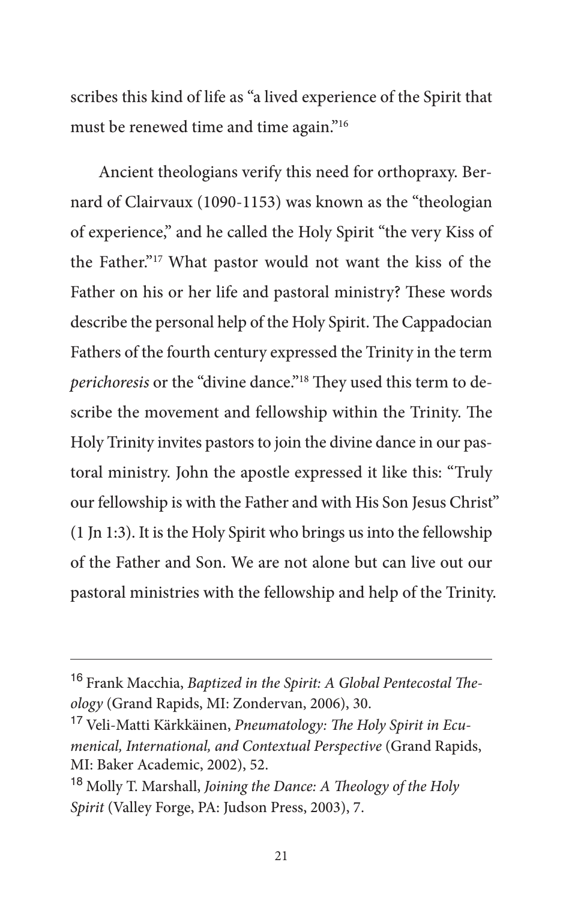scribes this kind of life as "a lived experience of the Spirit that must be renewed time and time again."[16]

Ancient theologians verify this need for orthopraxy. Bernard of Clairvaux (1090-1153) was known as the "theologian of experience," and he called the Holy Spirit "the very Kiss of the Father."[17] What pastor would not want the kiss of the Father on his or her life and pastoral ministry? These words describe the personal help of the Holy Spirit. The Cappadocian Fathers of the fourth century expressed the Trinity in the term *perichoresis* or the "divine dance."[18] They used this term to describe the movement and fellowship within the Trinity. The Holy Trinity invites pastors to join the divine dance in our pastoral ministry. John the apostle expressed it like this: "Truly our fellowship is with the Father and with His Son Jesus Christ" (1 Jn 1:3). It is the Holy Spirit who brings us into the fellowship of the Father and Son. We are not alone but can live out our pastoral ministries with the fellowship and help of the Trinity.

---

[16] Frank Macchia, *Baptized in the Spirit: A Global Pentecostal Theology* (Grand Rapids, MI: Zondervan, 2006), 30.

[17] Veli-Matti Kärkkäinen, *Pneumatology: The Holy Spirit in Ecumenical, International, and Contextual Perspective* (Grand Rapids, MI: Baker Academic, 2002), 52.

[18] Molly T. Marshall, *Joining the Dance: A Theology of the Holy Spirit* (Valley Forge, PA: Judson Press, 2003), 7.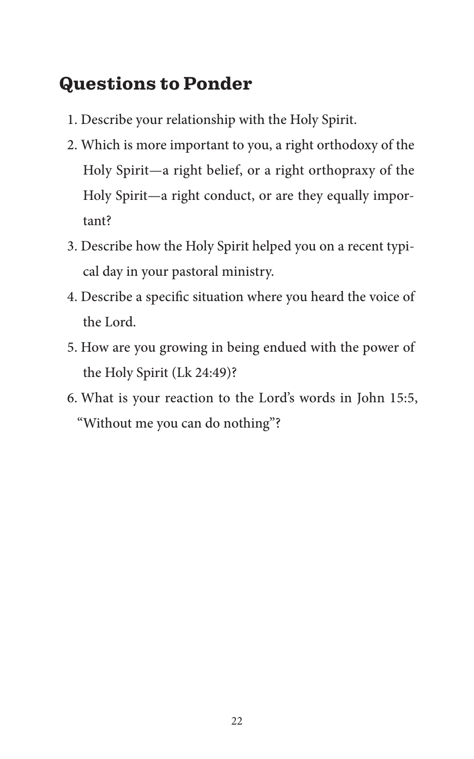## Questions to Ponder

1. Describe your relationship with the Holy Spirit.
2. Which is more important to you, a right orthodoxy of the Holy Spirit—a right belief, or a right orthopraxy of the Holy Spirit—a right conduct, or are they equally important?
3. Describe how the Holy Spirit helped you on a recent typical day in your pastoral ministry.
4. Describe a specific situation where you heard the voice of the Lord.
5. How are you growing in being endued with the power of the Holy Spirit (Lk 24:49)?
6. What is your reaction to the Lord's words in John 15:5, "Without me you can do nothing"?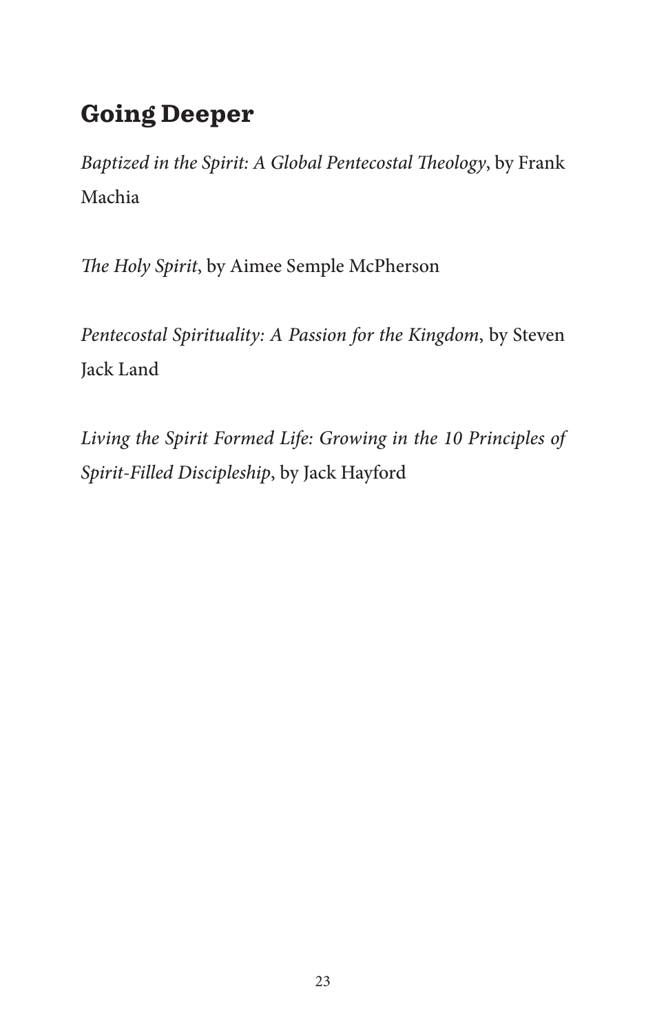## Going Deeper

*Baptized in the Spirit: A Global Pentecostal Theology*, by Frank Machia

*The Holy Spirit*, by Aimee Semple McPherson

*Pentecostal Spirituality: A Passion for the Kingdom*, by Steven Jack Land

*Living the Spirit Formed Life: Growing in the 10 Principles of Spirit-Filled Discipleship*, by Jack Hayford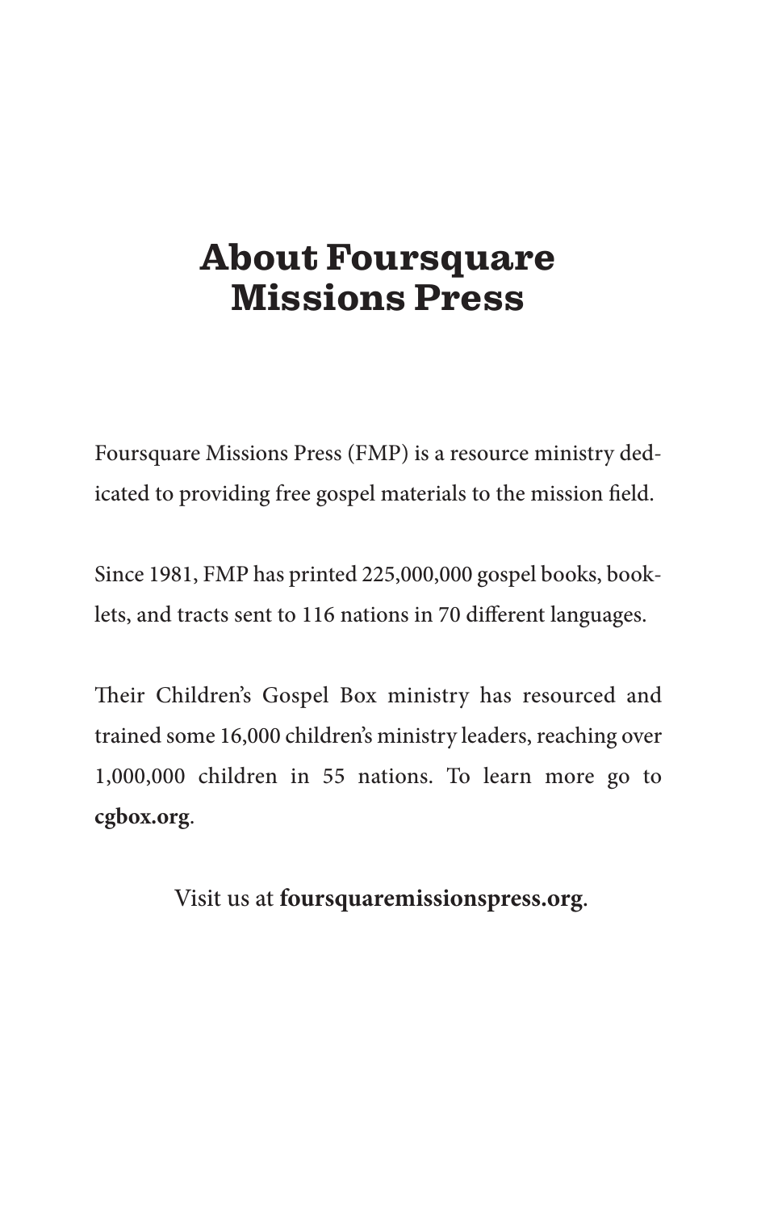# About Foursquare Missions Press

Foursquare Missions Press (FMP) is a resource ministry dedicated to providing free gospel materials to the mission field.

Since 1981, FMP has printed 225,000,000 gospel books, booklets, and tracts sent to 116 nations in 70 different languages.

Their Children's Gospel Box ministry has resourced and trained some 16,000 children's ministry leaders, reaching over 1,000,000 children in 55 nations. To learn more go to **cgbox.org**.

Visit us at **foursquaremissionspress.org**.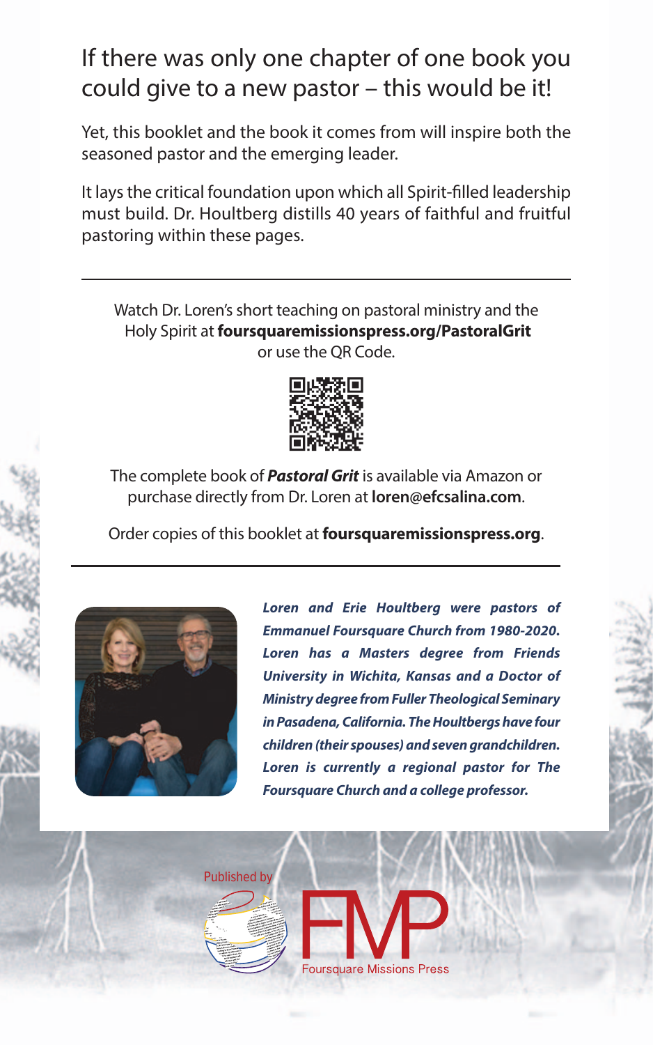If there was only one chapter of one book you could give to a new pastor – this would be it!

Yet, this booklet and the book it comes from will inspire both the seasoned pastor and the emerging leader.

It lays the critical foundation upon which all Spirit-filled leadership must build. Dr. Houltberg distills 40 years of faithful and fruitful pastoring within these pages.

---

Watch Dr. Loren's short teaching on pastoral ministry and the Holy Spirit at **foursquaremissionspress.org/PastoralGrit** or use the QR Code.

The complete book of ***Pastoral Grit*** is available via Amazon or purchase directly from Dr. Loren at **loren@efcsalina.com**.

Order copies of this booklet at **foursquaremissionspress.org**.

---

***Loren and Erie Houltberg were pastors of Emmanuel Foursquare Church from 1980-2020. Loren has a Masters degree from Friends University in Wichita, Kansas and a Doctor of Ministry degree from Fuller Theological Seminary in Pasadena, California. The Houltbergs have four children (their spouses) and seven grandchildren. Loren is currently a regional pastor for The Foursquare Church and a college professor.***

Published by

FMP
Foursquare Missions Press